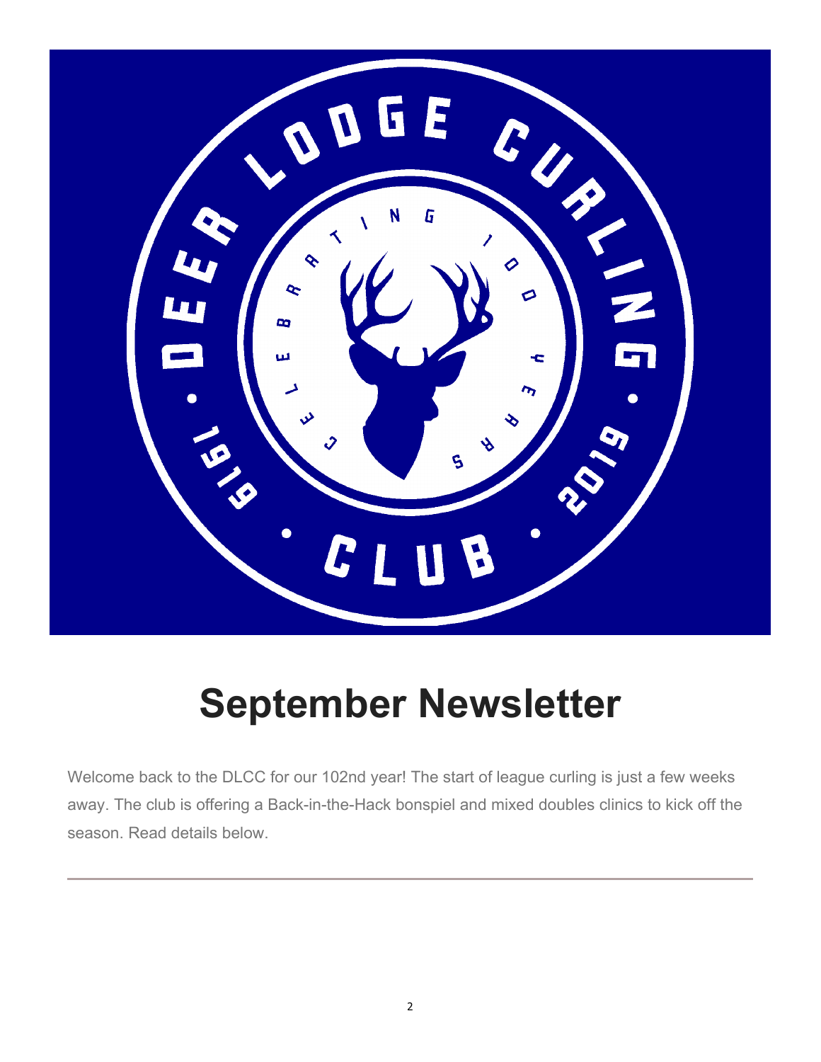# September Newsletter

Welcome back to the DLCC for our 102nd year! The start of league curling is just a few weeks away. The club is offering a Back-in-the-Hack bonspiel and mixed doubles clinics to kick off the season. Read details below.

---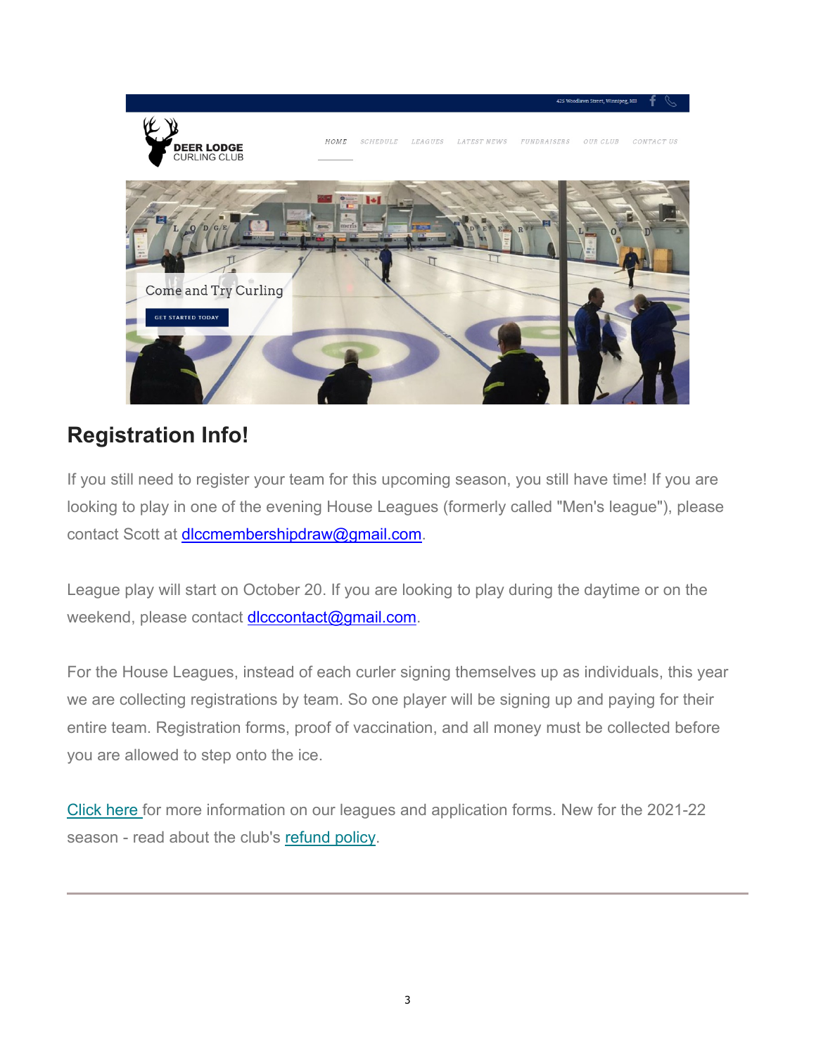## Registration Info!

If you still need to register your team for this upcoming season, you still have time! If you are looking to play in one of the evening House Leagues (formerly called "Men's league"), please contact Scott at dlccmembershipdraw@gmail.com.

League play will start on October 20. If you are looking to play during the daytime or on the weekend, please contact dlcccontact@gmail.com.

For the House Leagues, instead of each curler signing themselves up as individuals, this year we are collecting registrations by team. So one player will be signing up and paying for their entire team. Registration forms, proof of vaccination, and all money must be collected before you are allowed to step onto the ice.

Click here for more information on our leagues and application forms. New for the 2021-22 season - read about the club's refund policy.

---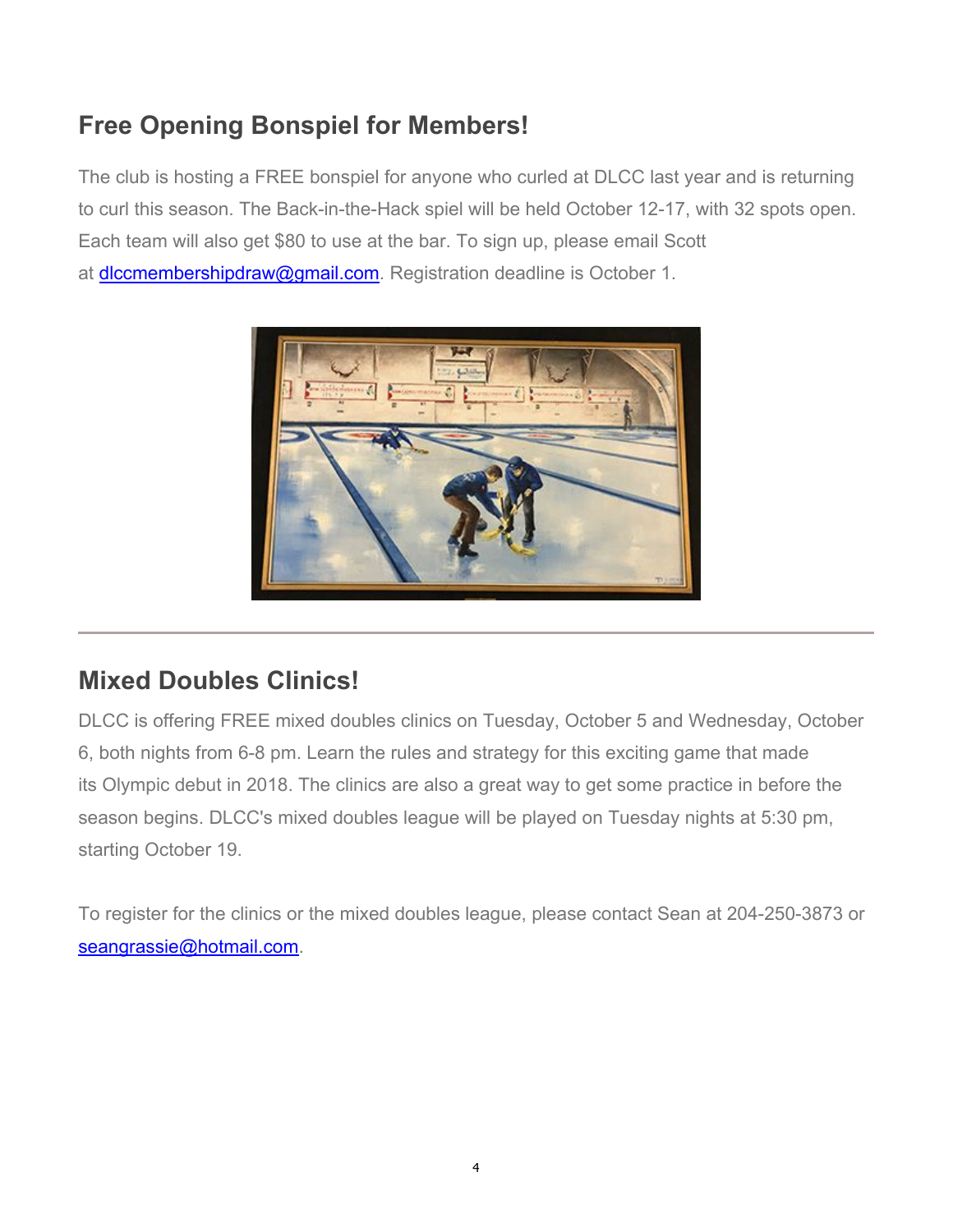## Free Opening Bonspiel for Members!

The club is hosting a FREE bonspiel for anyone who curled at DLCC last year and is returning to curl this season. The Back-in-the-Hack spiel will be held October 12-17, with 32 spots open. Each team will also get $80 to use at the bar. To sign up, please email Scott at dlccmembershipdraw@gmail.com. Registration deadline is October 1.

---

## Mixed Doubles Clinics!

DLCC is offering FREE mixed doubles clinics on Tuesday, October 5 and Wednesday, October 6, both nights from 6-8 pm. Learn the rules and strategy for this exciting game that made its Olympic debut in 2018. The clinics are also a great way to get some practice in before the season begins. DLCC's mixed doubles league will be played on Tuesday nights at 5:30 pm, starting October 19.

To register for the clinics or the mixed doubles league, please contact Sean at 204-250-3873 or seangrassie@hotmail.com.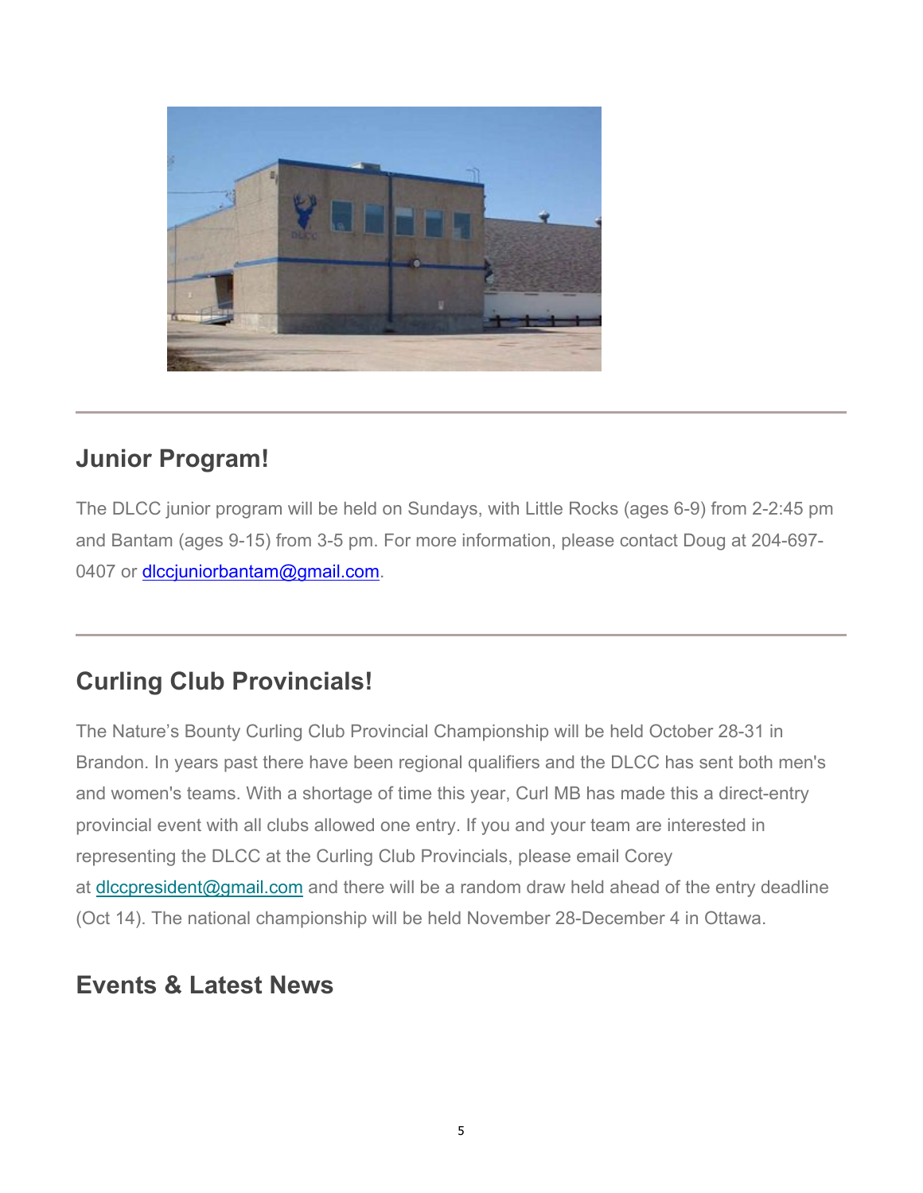## Junior Program!

The DLCC junior program will be held on Sundays, with Little Rocks (ages 6-9) from 2-2:45 pm and Bantam (ages 9-15) from 3-5 pm. For more information, please contact Doug at 204-697-0407 or dlccjuniorbantam@gmail.com.

---

## Curling Club Provincials!

The Nature's Bounty Curling Club Provincial Championship will be held October 28-31 in Brandon. In years past there have been regional qualifiers and the DLCC has sent both men's and women's teams. With a shortage of time this year, Curl MB has made this a direct-entry provincial event with all clubs allowed one entry. If you and your team are interested in representing the DLCC at the Curling Club Provincials, please email Corey at dlccpresident@gmail.com and there will be a random draw held ahead of the entry deadline (Oct 14). The national championship will be held November 28-December 4 in Ottawa.

## Events & Latest News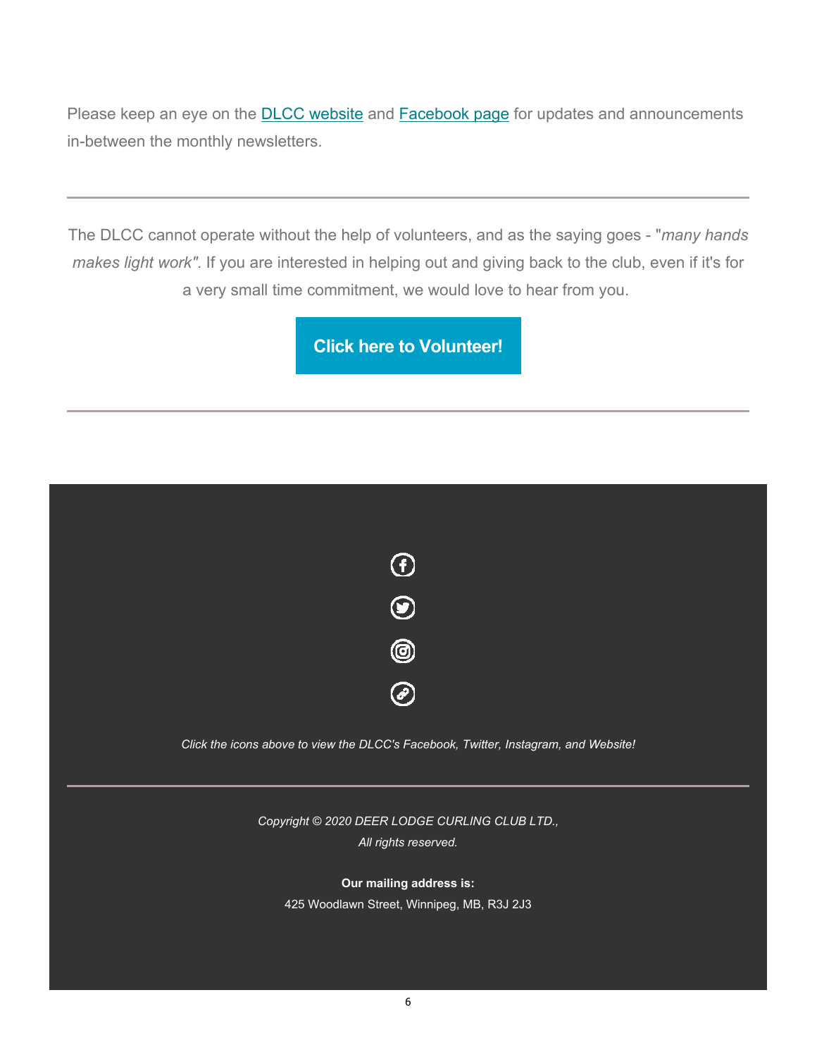Please keep an eye on the DLCC website and Facebook page for updates and announcements in-between the monthly newsletters.

---

The DLCC cannot operate without the help of volunteers, and as the saying goes - "*many hands makes light work"*. If you are interested in helping out and giving back to the club, even if it's for a very small time commitment, we would love to hear from you.

**Click here to Volunteer!**

---

*Click the icons above to view the DLCC's Facebook, Twitter, Instagram, and Website!*

---

*Copyright © 2020 DEER LODGE CURLING CLUB LTD.,*
*All rights reserved.*

**Our mailing address is:**
425 Woodlawn Street, Winnipeg, MB, R3J 2J3